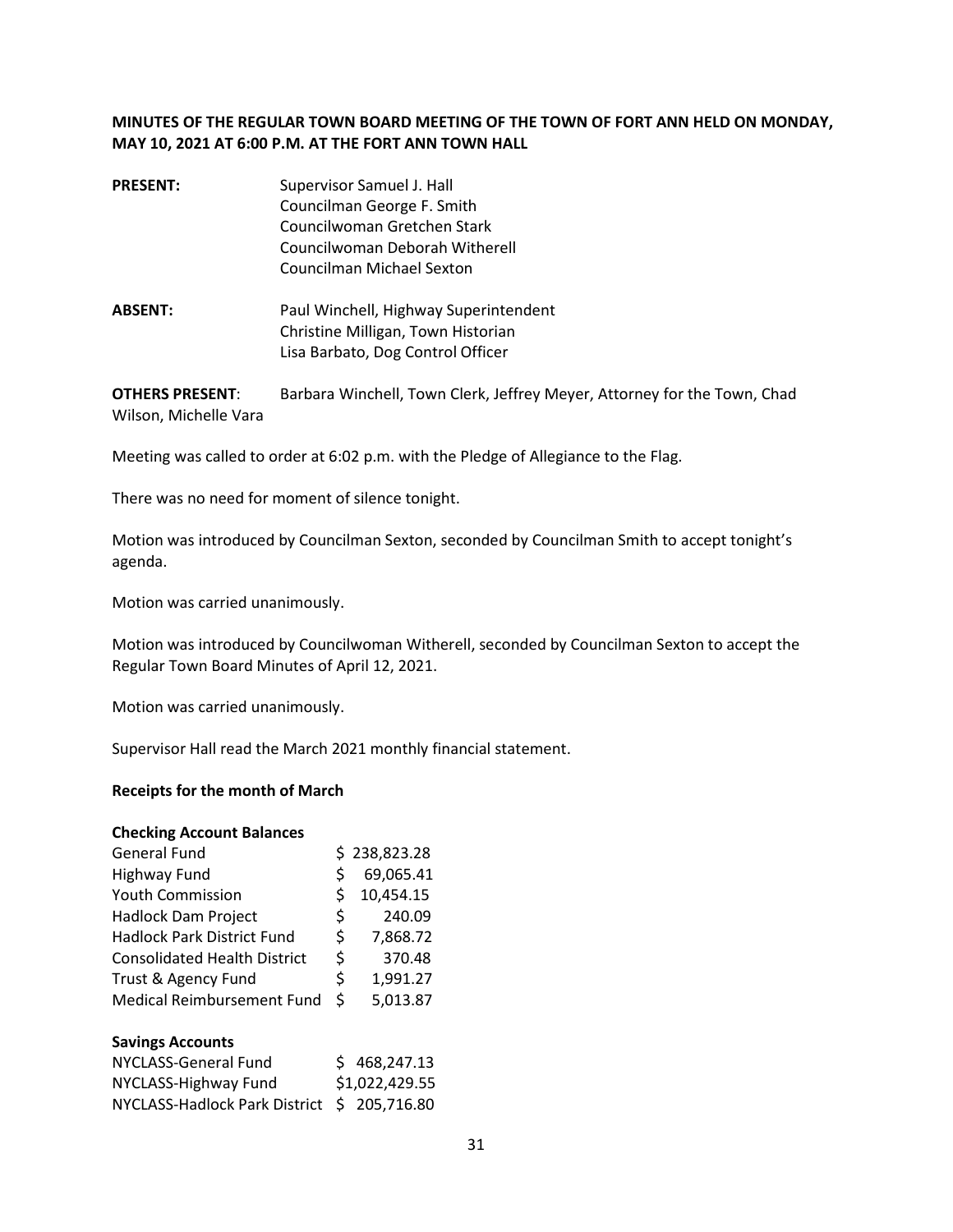**MINUTES OF THE REGULAR TOWN BOARD MEETING OF THE TOWN OF FORT ANN HELD ON MONDAY, MAY 10, 2021 AT 6:00 P.M. AT THE FORT ANN TOWN HALL**

**PRESENT:** Supervisor Samuel J. Hall
Councilman George F. Smith
Councilwoman Gretchen Stark
Councilwoman Deborah Witherell
Councilman Michael Sexton

**ABSENT:** Paul Winchell, Highway Superintendent
Christine Milligan, Town Historian
Lisa Barbato, Dog Control Officer

**OTHERS PRESENT**: Barbara Winchell, Town Clerk, Jeffrey Meyer, Attorney for the Town, Chad Wilson, Michelle Vara

Meeting was called to order at 6:02 p.m. with the Pledge of Allegiance to the Flag.

There was no need for moment of silence tonight.

Motion was introduced by Councilman Sexton, seconded by Councilman Smith to accept tonight's agenda.

Motion was carried unanimously.

Motion was introduced by Councilwoman Witherell, seconded by Councilman Sexton to accept the Regular Town Board Minutes of April 12, 2021.

Motion was carried unanimously.

Supervisor Hall read the March 2021 monthly financial statement.

**Receipts for the month of March**

**Checking Account Balances**

| | |
|---|---|
| General Fund | $ 238,823.28 |
| Highway Fund | $ 69,065.41 |
| Youth Commission | $ 10,454.15 |
| Hadlock Dam Project | $ 240.09 |
| Hadlock Park District Fund | $ 7,868.72 |
| Consolidated Health District | $ 370.48 |
| Trust & Agency Fund | $ 1,991.27 |
| Medical Reimbursement Fund | $ 5,013.87 |

**Savings Accounts**

| | |
|---|---|
| NYCLASS-General Fund | $ 468,247.13 |
| NYCLASS-Highway Fund | $1,022,429.55 |
| NYCLASS-Hadlock Park District | $ 205,716.80 |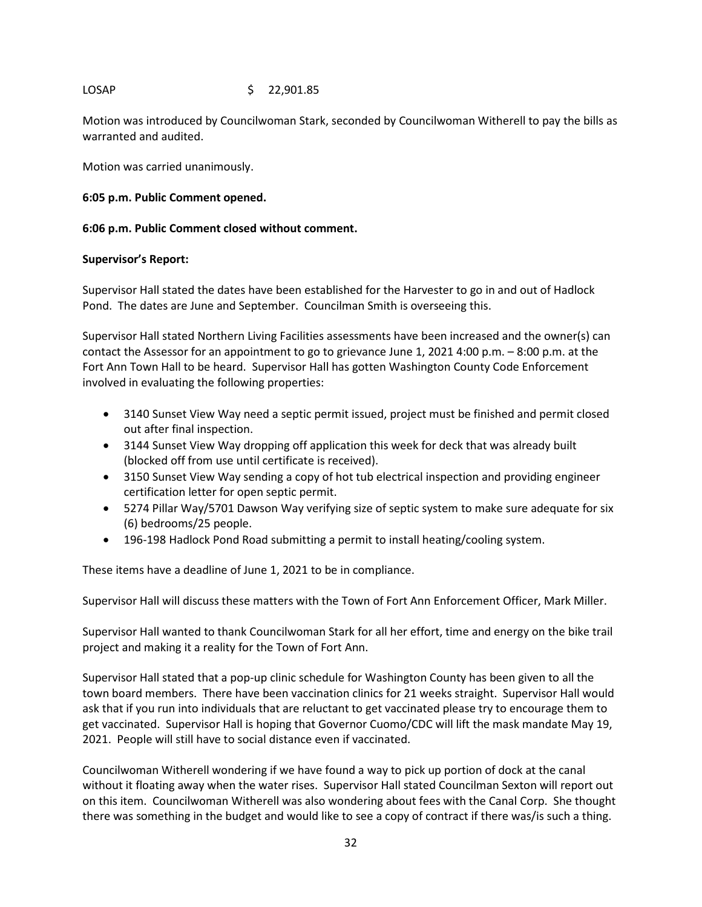LOSAP $ 22,901.85

Motion was introduced by Councilwoman Stark, seconded by Councilwoman Witherell to pay the bills as warranted and audited.

Motion was carried unanimously.

**6:05 p.m. Public Comment opened.**

**6:06 p.m. Public Comment closed without comment.**

**Supervisor's Report:**

Supervisor Hall stated the dates have been established for the Harvester to go in and out of Hadlock Pond. The dates are June and September. Councilman Smith is overseeing this.

Supervisor Hall stated Northern Living Facilities assessments have been increased and the owner(s) can contact the Assessor for an appointment to go to grievance June 1, 2021 4:00 p.m. – 8:00 p.m. at the Fort Ann Town Hall to be heard. Supervisor Hall has gotten Washington County Code Enforcement involved in evaluating the following properties:

- 3140 Sunset View Way need a septic permit issued, project must be finished and permit closed out after final inspection.
- 3144 Sunset View Way dropping off application this week for deck that was already built (blocked off from use until certificate is received).
- 3150 Sunset View Way sending a copy of hot tub electrical inspection and providing engineer certification letter for open septic permit.
- 5274 Pillar Way/5701 Dawson Way verifying size of septic system to make sure adequate for six (6) bedrooms/25 people.
- 196-198 Hadlock Pond Road submitting a permit to install heating/cooling system.

These items have a deadline of June 1, 2021 to be in compliance.

Supervisor Hall will discuss these matters with the Town of Fort Ann Enforcement Officer, Mark Miller.

Supervisor Hall wanted to thank Councilwoman Stark for all her effort, time and energy on the bike trail project and making it a reality for the Town of Fort Ann.

Supervisor Hall stated that a pop-up clinic schedule for Washington County has been given to all the town board members. There have been vaccination clinics for 21 weeks straight. Supervisor Hall would ask that if you run into individuals that are reluctant to get vaccinated please try to encourage them to get vaccinated. Supervisor Hall is hoping that Governor Cuomo/CDC will lift the mask mandate May 19, 2021. People will still have to social distance even if vaccinated.

Councilwoman Witherell wondering if we have found a way to pick up portion of dock at the canal without it floating away when the water rises. Supervisor Hall stated Councilman Sexton will report out on this item. Councilwoman Witherell was also wondering about fees with the Canal Corp. She thought there was something in the budget and would like to see a copy of contract if there was/is such a thing.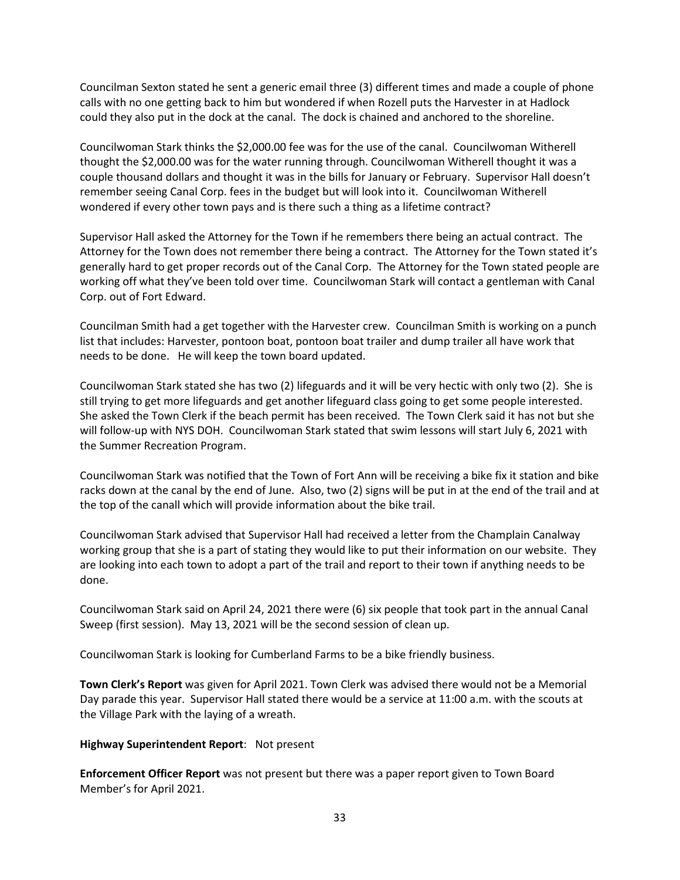Councilman Sexton stated he sent a generic email three (3) different times and made a couple of phone calls with no one getting back to him but wondered if when Rozell puts the Harvester in at Hadlock could they also put in the dock at the canal. The dock is chained and anchored to the shoreline.

Councilwoman Stark thinks the $2,000.00 fee was for the use of the canal. Councilwoman Witherell thought the $2,000.00 was for the water running through. Councilwoman Witherell thought it was a couple thousand dollars and thought it was in the bills for January or February. Supervisor Hall doesn't remember seeing Canal Corp. fees in the budget but will look into it. Councilwoman Witherell wondered if every other town pays and is there such a thing as a lifetime contract?

Supervisor Hall asked the Attorney for the Town if he remembers there being an actual contract. The Attorney for the Town does not remember there being a contract. The Attorney for the Town stated it's generally hard to get proper records out of the Canal Corp. The Attorney for the Town stated people are working off what they've been told over time. Councilwoman Stark will contact a gentleman with Canal Corp. out of Fort Edward.

Councilman Smith had a get together with the Harvester crew. Councilman Smith is working on a punch list that includes: Harvester, pontoon boat, pontoon boat trailer and dump trailer all have work that needs to be done. He will keep the town board updated.

Councilwoman Stark stated she has two (2) lifeguards and it will be very hectic with only two (2). She is still trying to get more lifeguards and get another lifeguard class going to get some people interested. She asked the Town Clerk if the beach permit has been received. The Town Clerk said it has not but she will follow-up with NYS DOH. Councilwoman Stark stated that swim lessons will start July 6, 2021 with the Summer Recreation Program.

Councilwoman Stark was notified that the Town of Fort Ann will be receiving a bike fix it station and bike racks down at the canal by the end of June. Also, two (2) signs will be put in at the end of the trail and at the top of the canall which will provide information about the bike trail.

Councilwoman Stark advised that Supervisor Hall had received a letter from the Champlain Canalway working group that she is a part of stating they would like to put their information on our website. They are looking into each town to adopt a part of the trail and report to their town if anything needs to be done.

Councilwoman Stark said on April 24, 2021 there were (6) six people that took part in the annual Canal Sweep (first session). May 13, 2021 will be the second session of clean up.

Councilwoman Stark is looking for Cumberland Farms to be a bike friendly business.

**Town Clerk's Report** was given for April 2021. Town Clerk was advised there would not be a Memorial Day parade this year. Supervisor Hall stated there would be a service at 11:00 a.m. with the scouts at the Village Park with the laying of a wreath.

**Highway Superintendent Report**: Not present

**Enforcement Officer Report** was not present but there was a paper report given to Town Board Member's for April 2021.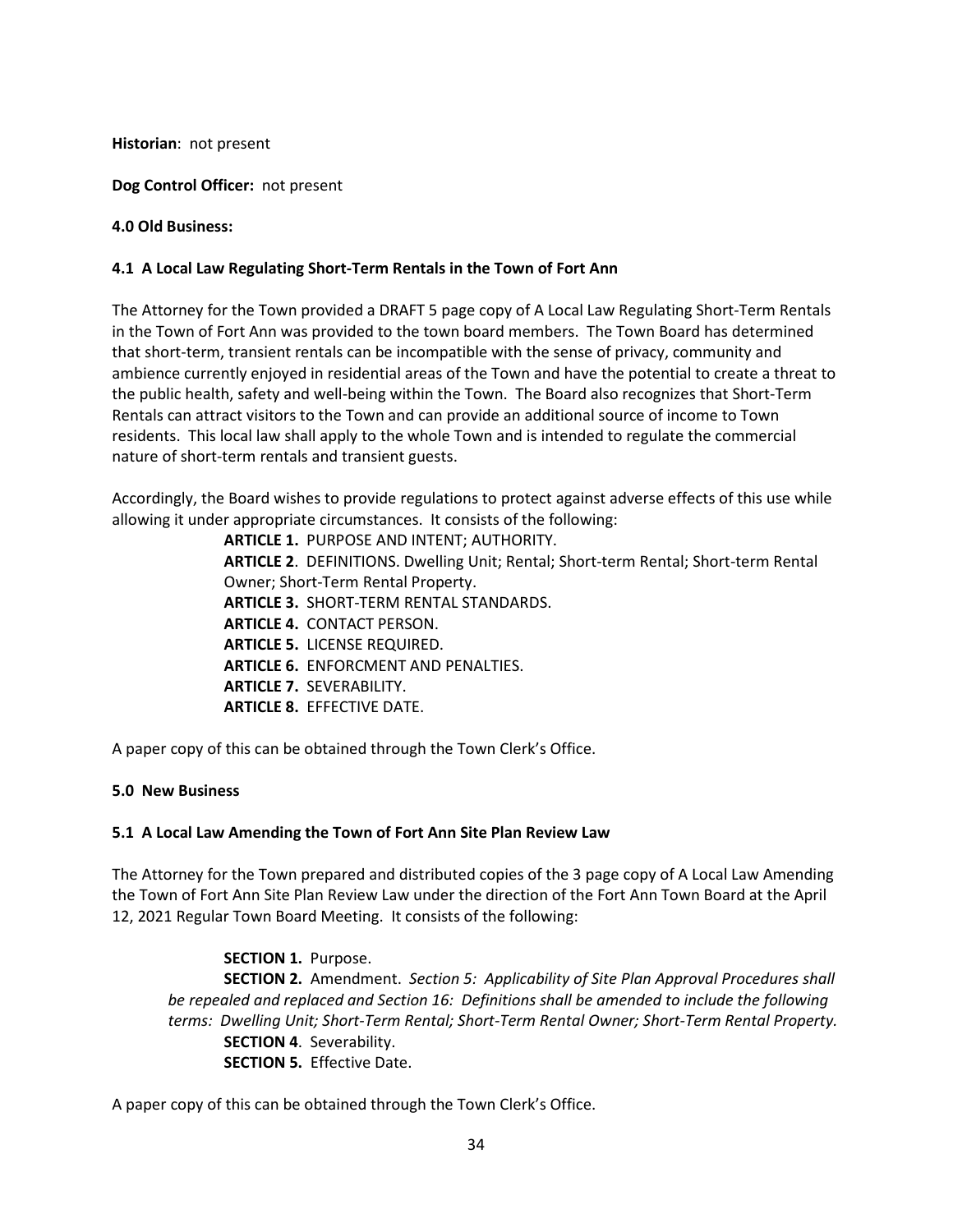**Historian**: not present

**Dog Control Officer:** not present

**4.0 Old Business:**

**4.1 A Local Law Regulating Short-Term Rentals in the Town of Fort Ann**

The Attorney for the Town provided a DRAFT 5 page copy of A Local Law Regulating Short-Term Rentals in the Town of Fort Ann was provided to the town board members. The Town Board has determined that short-term, transient rentals can be incompatible with the sense of privacy, community and ambience currently enjoyed in residential areas of the Town and have the potential to create a threat to the public health, safety and well-being within the Town. The Board also recognizes that Short-Term Rentals can attract visitors to the Town and can provide an additional source of income to Town residents. This local law shall apply to the whole Town and is intended to regulate the commercial nature of short-term rentals and transient guests.

Accordingly, the Board wishes to provide regulations to protect against adverse effects of this use while allowing it under appropriate circumstances. It consists of the following:

**ARTICLE 1.** PURPOSE AND INTENT; AUTHORITY.
**ARTICLE 2**. DEFINITIONS. Dwelling Unit; Rental; Short-term Rental; Short-term Rental Owner; Short-Term Rental Property.
**ARTICLE 3.** SHORT-TERM RENTAL STANDARDS.
**ARTICLE 4.** CONTACT PERSON.
**ARTICLE 5.** LICENSE REQUIRED.
**ARTICLE 6.** ENFORCMENT AND PENALTIES.
**ARTICLE 7.** SEVERABILITY.
**ARTICLE 8.** EFFECTIVE DATE.

A paper copy of this can be obtained through the Town Clerk's Office.

**5.0 New Business**

**5.1 A Local Law Amending the Town of Fort Ann Site Plan Review Law**

The Attorney for the Town prepared and distributed copies of the 3 page copy of A Local Law Amending the Town of Fort Ann Site Plan Review Law under the direction of the Fort Ann Town Board at the April 12, 2021 Regular Town Board Meeting. It consists of the following:

**SECTION 1.** Purpose.
**SECTION 2.** Amendment. *Section 5: Applicability of Site Plan Approval Procedures shall be repealed and replaced and Section 16: Definitions shall be amended to include the following terms: Dwelling Unit; Short-Term Rental; Short-Term Rental Owner; Short-Term Rental Property.*
**SECTION 4**. Severability.
**SECTION 5.** Effective Date.

A paper copy of this can be obtained through the Town Clerk's Office.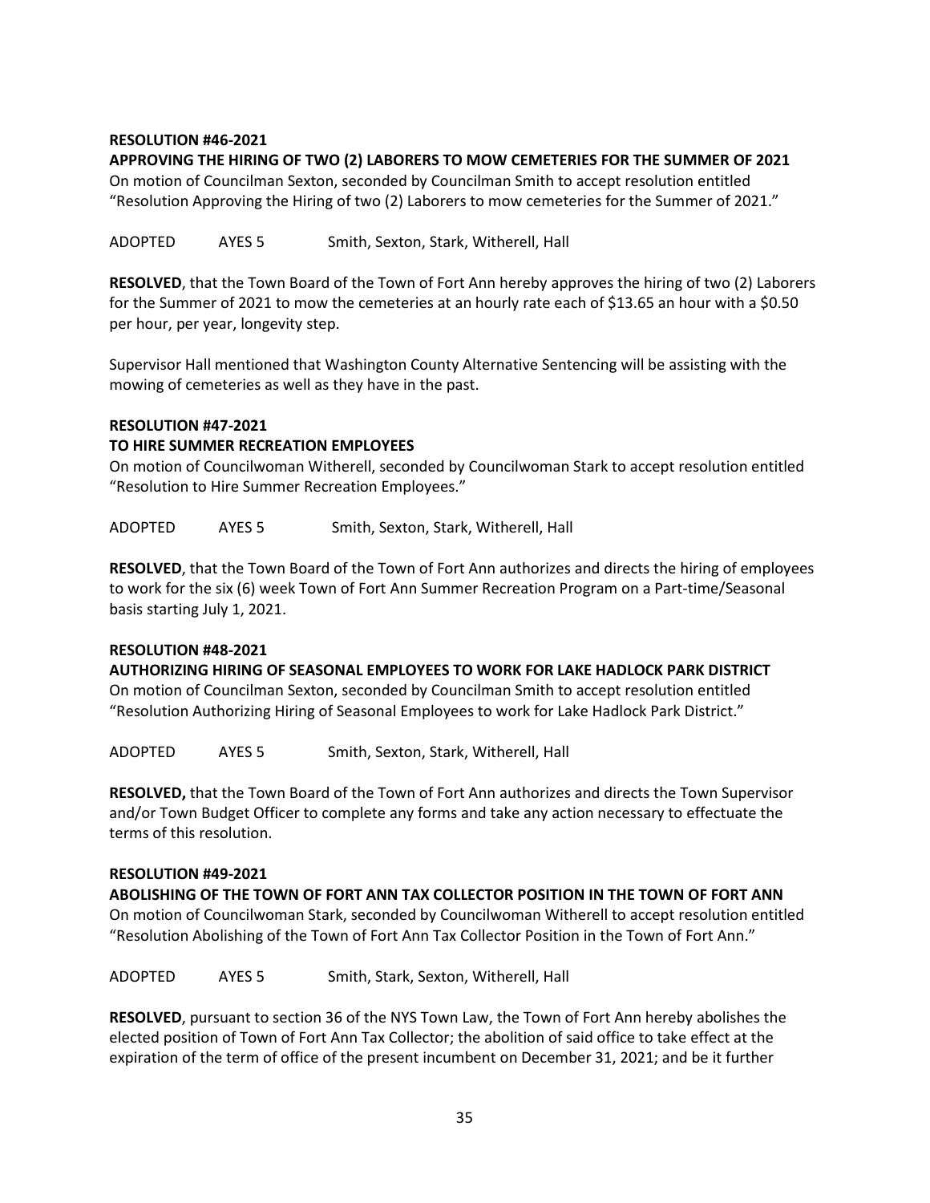**RESOLUTION #46-2021**

**APPROVING THE HIRING OF TWO (2) LABORERS TO MOW CEMETERIES FOR THE SUMMER OF 2021**

On motion of Councilman Sexton, seconded by Councilman Smith to accept resolution entitled "Resolution Approving the Hiring of two (2) Laborers to mow cemeteries for the Summer of 2021."

ADOPTED AYES 5 Smith, Sexton, Stark, Witherell, Hall

**RESOLVED**, that the Town Board of the Town of Fort Ann hereby approves the hiring of two (2) Laborers for the Summer of 2021 to mow the cemeteries at an hourly rate each of $13.65 an hour with a $0.50 per hour, per year, longevity step.

Supervisor Hall mentioned that Washington County Alternative Sentencing will be assisting with the mowing of cemeteries as well as they have in the past.

**RESOLUTION #47-2021**

**TO HIRE SUMMER RECREATION EMPLOYEES**

On motion of Councilwoman Witherell, seconded by Councilwoman Stark to accept resolution entitled "Resolution to Hire Summer Recreation Employees."

ADOPTED AYES 5 Smith, Sexton, Stark, Witherell, Hall

**RESOLVED**, that the Town Board of the Town of Fort Ann authorizes and directs the hiring of employees to work for the six (6) week Town of Fort Ann Summer Recreation Program on a Part-time/Seasonal basis starting July 1, 2021.

**RESOLUTION #48-2021**

**AUTHORIZING HIRING OF SEASONAL EMPLOYEES TO WORK FOR LAKE HADLOCK PARK DISTRICT**

On motion of Councilman Sexton, seconded by Councilman Smith to accept resolution entitled "Resolution Authorizing Hiring of Seasonal Employees to work for Lake Hadlock Park District."

ADOPTED AYES 5 Smith, Sexton, Stark, Witherell, Hall

**RESOLVED,** that the Town Board of the Town of Fort Ann authorizes and directs the Town Supervisor and/or Town Budget Officer to complete any forms and take any action necessary to effectuate the terms of this resolution.

**RESOLUTION #49-2021**

**ABOLISHING OF THE TOWN OF FORT ANN TAX COLLECTOR POSITION IN THE TOWN OF FORT ANN**

On motion of Councilwoman Stark, seconded by Councilwoman Witherell to accept resolution entitled "Resolution Abolishing of the Town of Fort Ann Tax Collector Position in the Town of Fort Ann."

ADOPTED AYES 5 Smith, Stark, Sexton, Witherell, Hall

**RESOLVED**, pursuant to section 36 of the NYS Town Law, the Town of Fort Ann hereby abolishes the elected position of Town of Fort Ann Tax Collector; the abolition of said office to take effect at the expiration of the term of office of the present incumbent on December 31, 2021; and be it further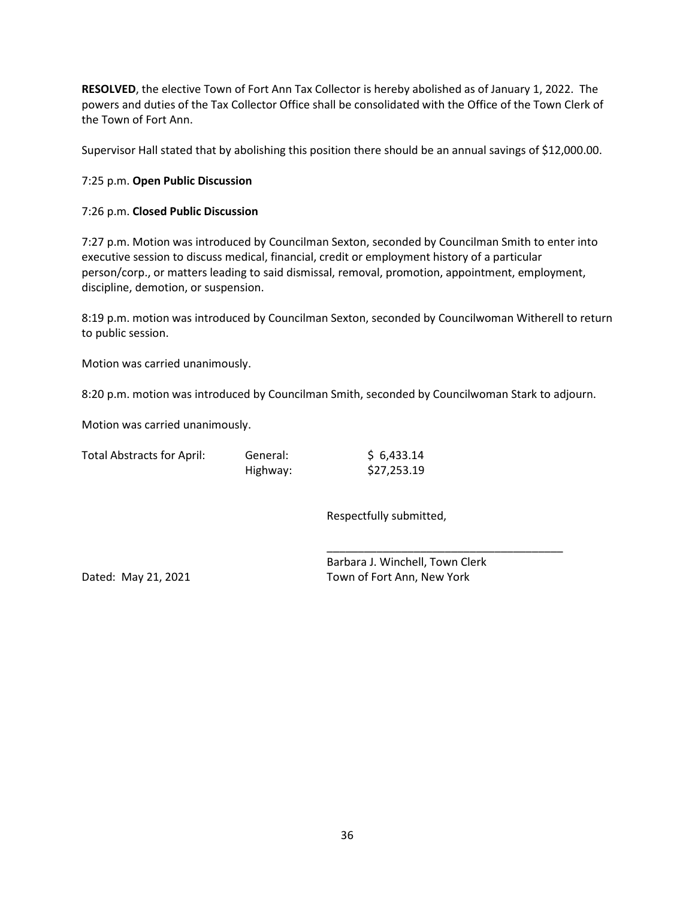**RESOLVED**, the elective Town of Fort Ann Tax Collector is hereby abolished as of January 1, 2022. The powers and duties of the Tax Collector Office shall be consolidated with the Office of the Town Clerk of the Town of Fort Ann.

Supervisor Hall stated that by abolishing this position there should be an annual savings of $12,000.00.

7:25 p.m. **Open Public Discussion**

7:26 p.m. **Closed Public Discussion**

7:27 p.m. Motion was introduced by Councilman Sexton, seconded by Councilman Smith to enter into executive session to discuss medical, financial, credit or employment history of a particular person/corp., or matters leading to said dismissal, removal, promotion, appointment, employment, discipline, demotion, or suspension.

8:19 p.m. motion was introduced by Councilman Sexton, seconded by Councilwoman Witherell to return to public session.

Motion was carried unanimously.

8:20 p.m. motion was introduced by Councilman Smith, seconded by Councilwoman Stark to adjourn.

Motion was carried unanimously.

| | | |
|---|---|---|
| Total Abstracts for April: | General: | $ 6,433.14 |
| | Highway: | $27,253.19 |

Respectfully submitted,

\_\_\_\_\_\_\_\_\_\_\_\_\_\_\_\_\_\_\_\_\_\_\_\_\_\_\_\_\_\_\_\_\_\_\_\_\_\_

Barbara J. Winchell, Town Clerk
Town of Fort Ann, New York

Dated: May 21, 2021